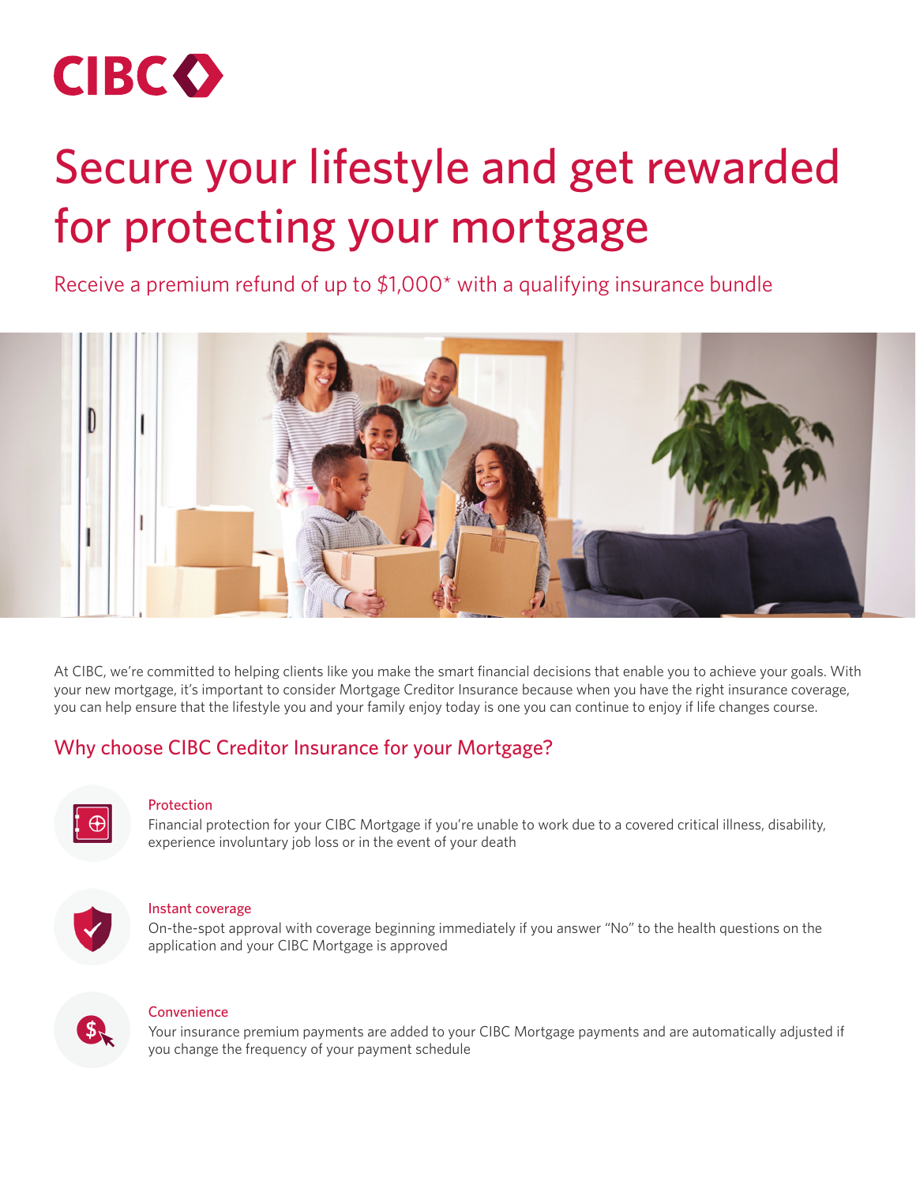CIBC

# Secure your lifestyle and get rewarded for protecting your mortgage

Receive a premium refund of up to $1,000* with a qualifying insurance bundle

At CIBC, we're committed to helping clients like you make the smart financial decisions that enable you to achieve your goals. With your new mortgage, it's important to consider Mortgage Creditor Insurance because when you have the right insurance coverage, you can help ensure that the lifestyle you and your family enjoy today is one you can continue to enjoy if life changes course.

## Why choose CIBC Creditor Insurance for your Mortgage?

**Protection**
Financial protection for your CIBC Mortgage if you're unable to work due to a covered critical illness, disability, experience involuntary job loss or in the event of your death

**Instant coverage**
On-the-spot approval with coverage beginning immediately if you answer "No" to the health questions on the application and your CIBC Mortgage is approved

**Convenience**
Your insurance premium payments are added to your CIBC Mortgage payments and are automatically adjusted if you change the frequency of your payment schedule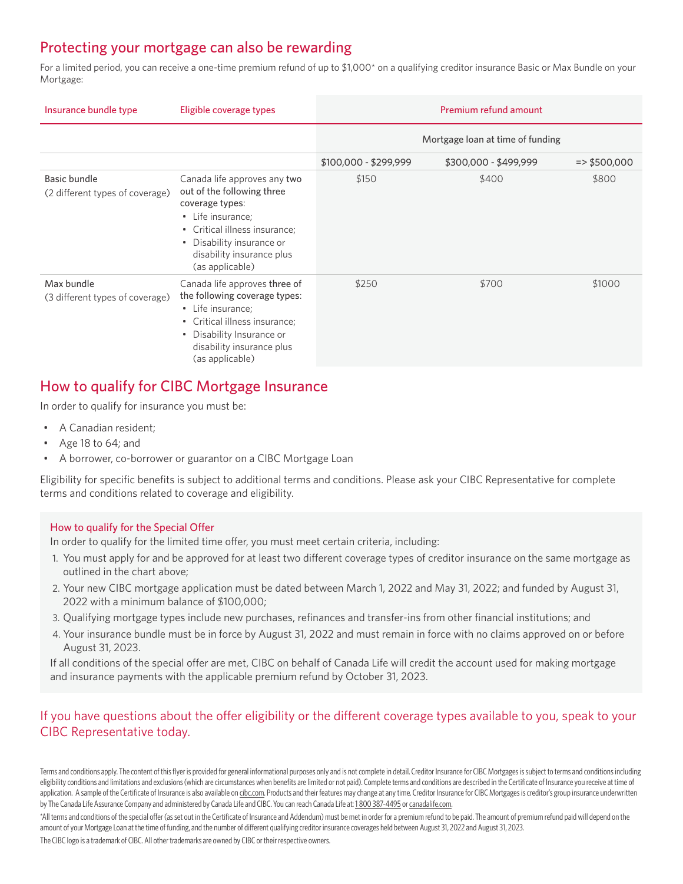## Protecting your mortgage can also be rewarding

For a limited period, you can receive a one-time premium refund of up to $1,000* on a qualifying creditor insurance Basic or Max Bundle on your Mortgage:

| Insurance bundle type | Eligible coverage types | Premium refund amount | | |
|---|---|---|---|---|
| | | Mortgage loan at time of funding | | |
| | | $100,000 - $299,999 | $300,000 - $499,999 | => $500,000 |
| Basic bundle (2 different types of coverage) | Canada life approves any **two out of the following three coverage types**: • Life insurance; • Critical illness insurance; • Disability insurance or disability insurance plus (as applicable) | $150 | $400 | $800 |
| Max bundle (3 different types of coverage) | Canada life approves **three of the following coverage types**: • Life insurance; • Critical illness insurance; • Disability Insurance or disability insurance plus (as applicable) | $250 | $700 | $1000 |

## How to qualify for CIBC Mortgage Insurance

In order to qualify for insurance you must be:

- A Canadian resident;
- Age 18 to 64; and
- A borrower, co-borrower or guarantor on a CIBC Mortgage Loan

Eligibility for specific benefits is subject to additional terms and conditions. Please ask your CIBC Representative for complete terms and conditions related to coverage and eligibility.

### How to qualify for the Special Offer

In order to qualify for the limited time offer, you must meet certain criteria, including:

1. You must apply for and be approved for at least two different coverage types of creditor insurance on the same mortgage as outlined in the chart above;
2. Your new CIBC mortgage application must be dated between March 1, 2022 and May 31, 2022; and funded by August 31, 2022 with a minimum balance of $100,000;
3. Qualifying mortgage types include new purchases, refinances and transfer-ins from other financial institutions; and
4. Your insurance bundle must be in force by August 31, 2022 and must remain in force with no claims approved on or before August 31, 2023.

If all conditions of the special offer are met, CIBC on behalf of Canada Life will credit the account used for making mortgage and insurance payments with the applicable premium refund by October 31, 2023.

## If you have questions about the offer eligibility or the different coverage types available to you, speak to your CIBC Representative today.

Terms and conditions apply. The content of this flyer is provided for general informational purposes only and is not complete in detail. Creditor Insurance for CIBC Mortgages is subject to terms and conditions including eligibility conditions and limitations and exclusions (which are circumstances when benefits are limited or not paid). Complete terms and conditions are described in the Certificate of Insurance you receive at time of application. A sample of the Certificate of Insurance is also available on cibc.com. Products and their features may change at any time. Creditor Insurance for CIBC Mortgages is creditor's group insurance underwritten by The Canada Life Assurance Company and administered by Canada Life and CIBC. You can reach Canada Life at: 1 800 387-4495 or canadalife.com.

*All terms and conditions of the special offer (as set out in the Certificate of Insurance and Addendum) must be met in order for a premium refund to be paid. The amount of premium refund paid will depend on the amount of your Mortgage Loan at the time of funding, and the number of different qualifying creditor insurance coverages held between August 31, 2022 and August 31, 2023.

The CIBC logo is a trademark of CIBC. All other trademarks are owned by CIBC or their respective owners.